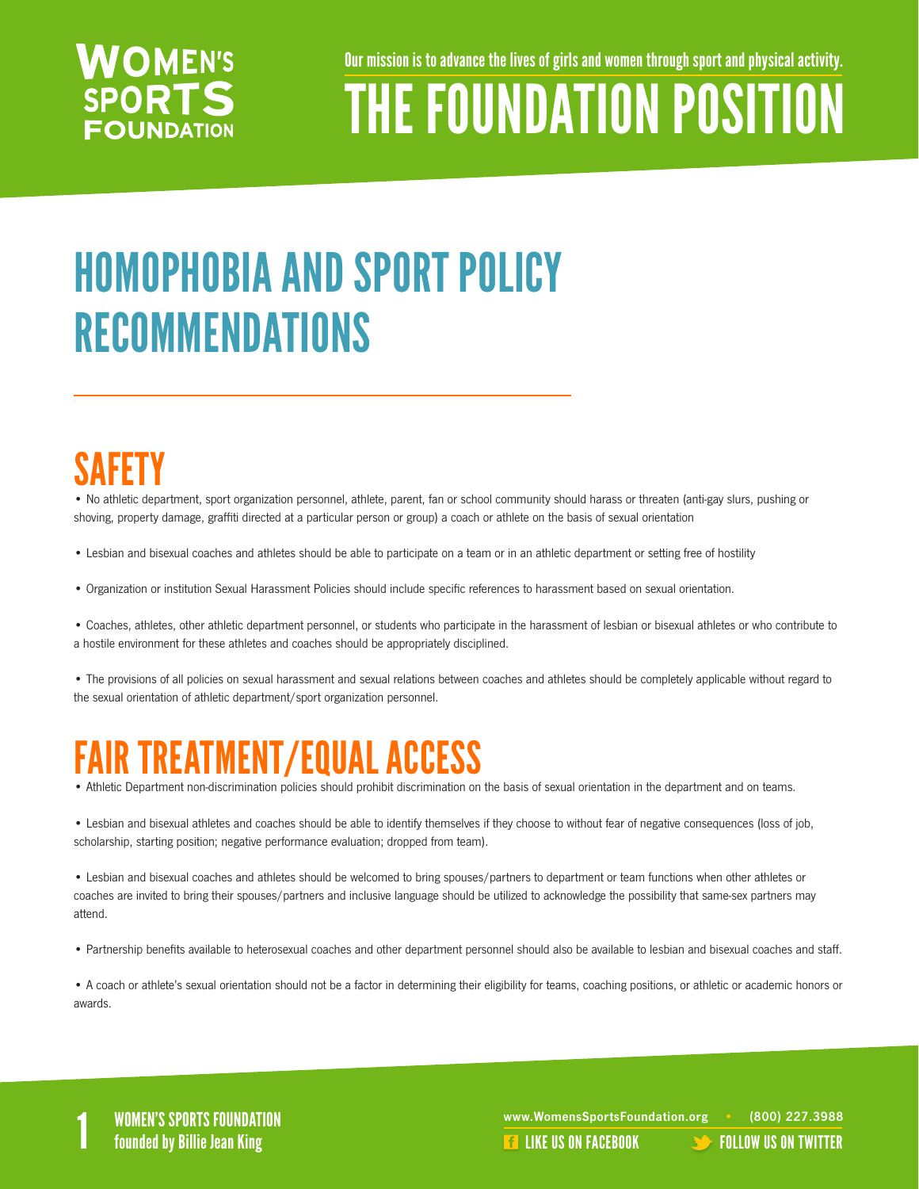Our mission is to advance the lives of girls and women through sport and physical activity.

# THE FOUNDATION POSITION

# HOMOPHOBIA AND SPORT POLICY RECOMMENDATIONS

## SAFETY

- No athletic department, sport organization personnel, athlete, parent, fan or school community should harass or threaten (anti-gay slurs, pushing or shoving, property damage, graffiti directed at a particular person or group) a coach or athlete on the basis of sexual orientation

- Lesbian and bisexual coaches and athletes should be able to participate on a team or in an athletic department or setting free of hostility

- Organization or institution Sexual Harassment Policies should include specific references to harassment based on sexual orientation.

- Coaches, athletes, other athletic department personnel, or students who participate in the harassment of lesbian or bisexual athletes or who contribute to a hostile environment for these athletes and coaches should be appropriately disciplined.

- The provisions of all policies on sexual harassment and sexual relations between coaches and athletes should be completely applicable without regard to the sexual orientation of athletic department/sport organization personnel.

## FAIR TREATMENT/EQUAL ACCESS

- Athletic Department non-discrimination policies should prohibit discrimination on the basis of sexual orientation in the department and on teams.

- Lesbian and bisexual athletes and coaches should be able to identify themselves if they choose to without fear of negative consequences (loss of job, scholarship, starting position; negative performance evaluation; dropped from team).

- Lesbian and bisexual coaches and athletes should be welcomed to bring spouses/partners to department or team functions when other athletes or coaches are invited to bring their spouses/partners and inclusive language should be utilized to acknowledge the possibility that same-sex partners may attend.

- Partnership benefits available to heterosexual coaches and other department personnel should also be available to lesbian and bisexual coaches and staff.

- A coach or athlete's sexual orientation should not be a factor in determining their eligibility for teams, coaching positions, or athletic or academic honors or awards.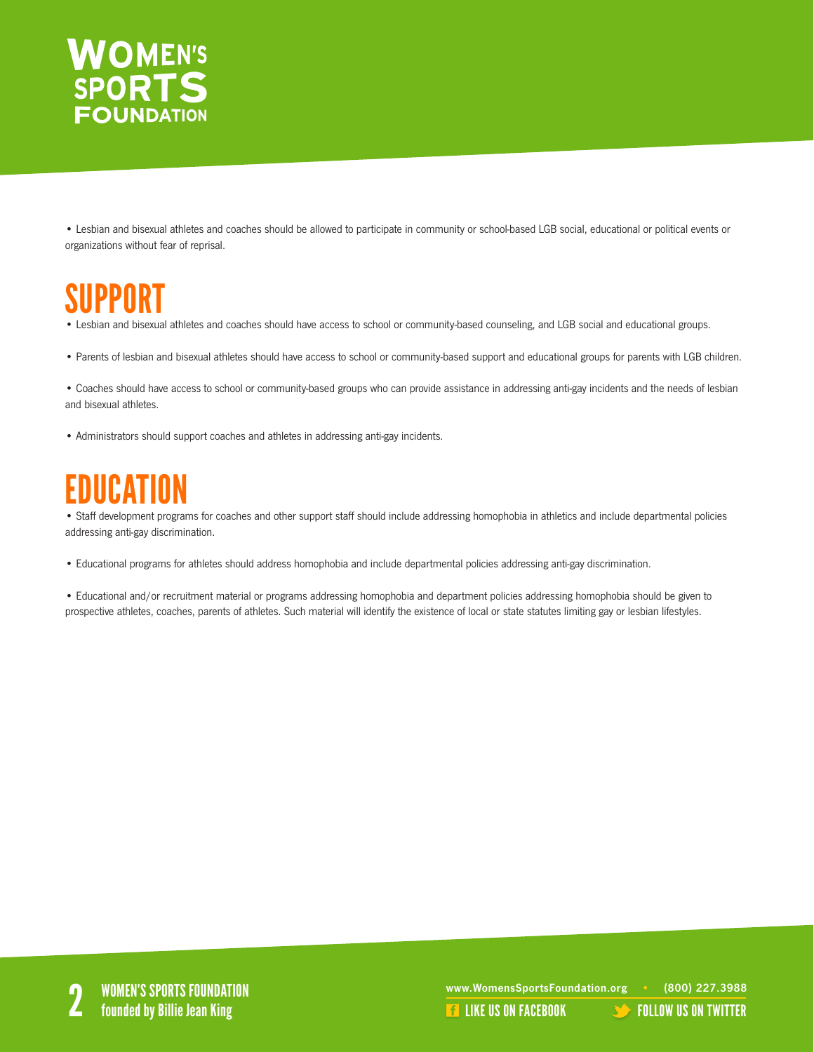- Lesbian and bisexual athletes and coaches should be allowed to participate in community or school-based LGB social, educational or political events or organizations without fear of reprisal.

## SUPPORT

- Lesbian and bisexual athletes and coaches should have access to school or community-based counseling, and LGB social and educational groups.
- Parents of lesbian and bisexual athletes should have access to school or community-based support and educational groups for parents with LGB children.
- Coaches should have access to school or community-based groups who can provide assistance in addressing anti-gay incidents and the needs of lesbian and bisexual athletes.
- Administrators should support coaches and athletes in addressing anti-gay incidents.

## EDUCATION

- Staff development programs for coaches and other support staff should include addressing homophobia in athletics and include departmental policies addressing anti-gay discrimination.
- Educational programs for athletes should address homophobia and include departmental policies addressing anti-gay discrimination.
- Educational and/or recruitment material or programs addressing homophobia and department policies addressing homophobia should be given to prospective athletes, coaches, parents of athletes. Such material will identify the existence of local or state statutes limiting gay or lesbian lifestyles.